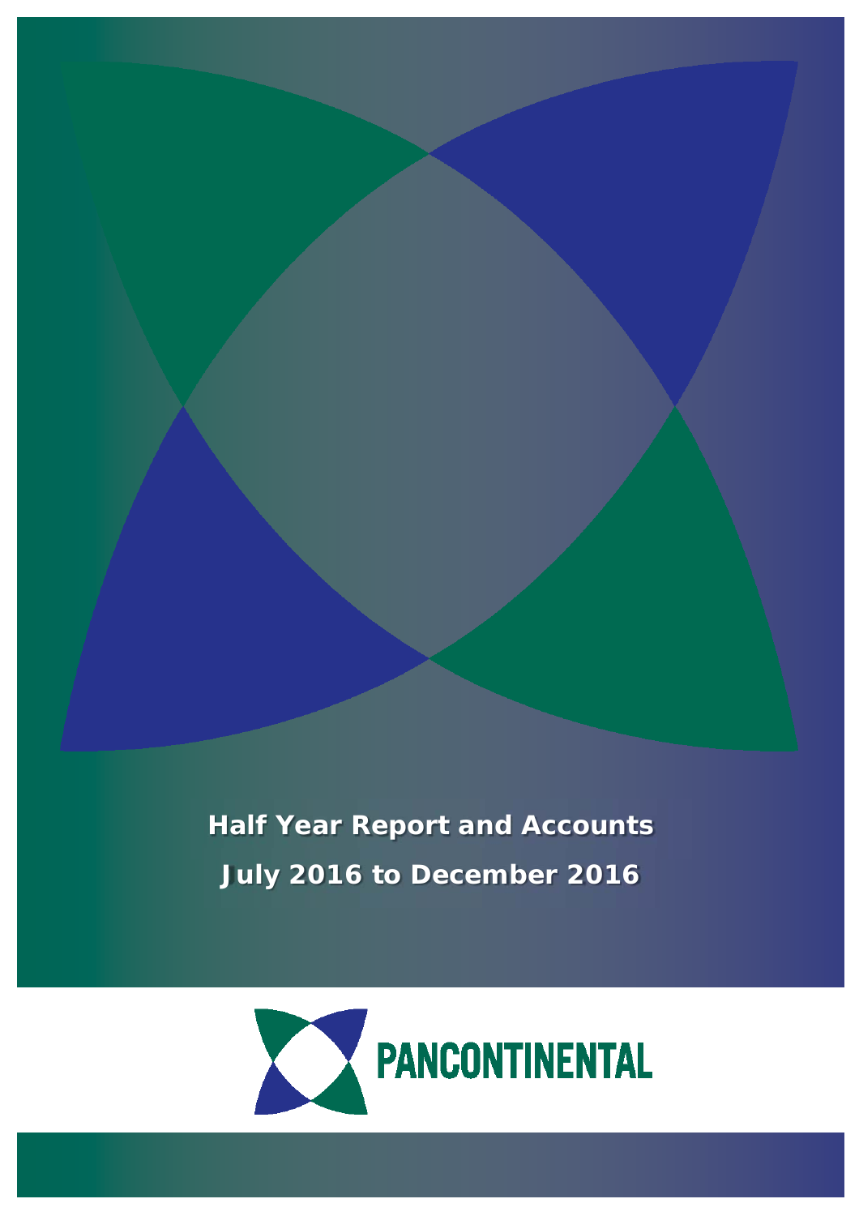# Half Year Report and Accounts

## July 2016 to December 2016

PANCONTINENTAL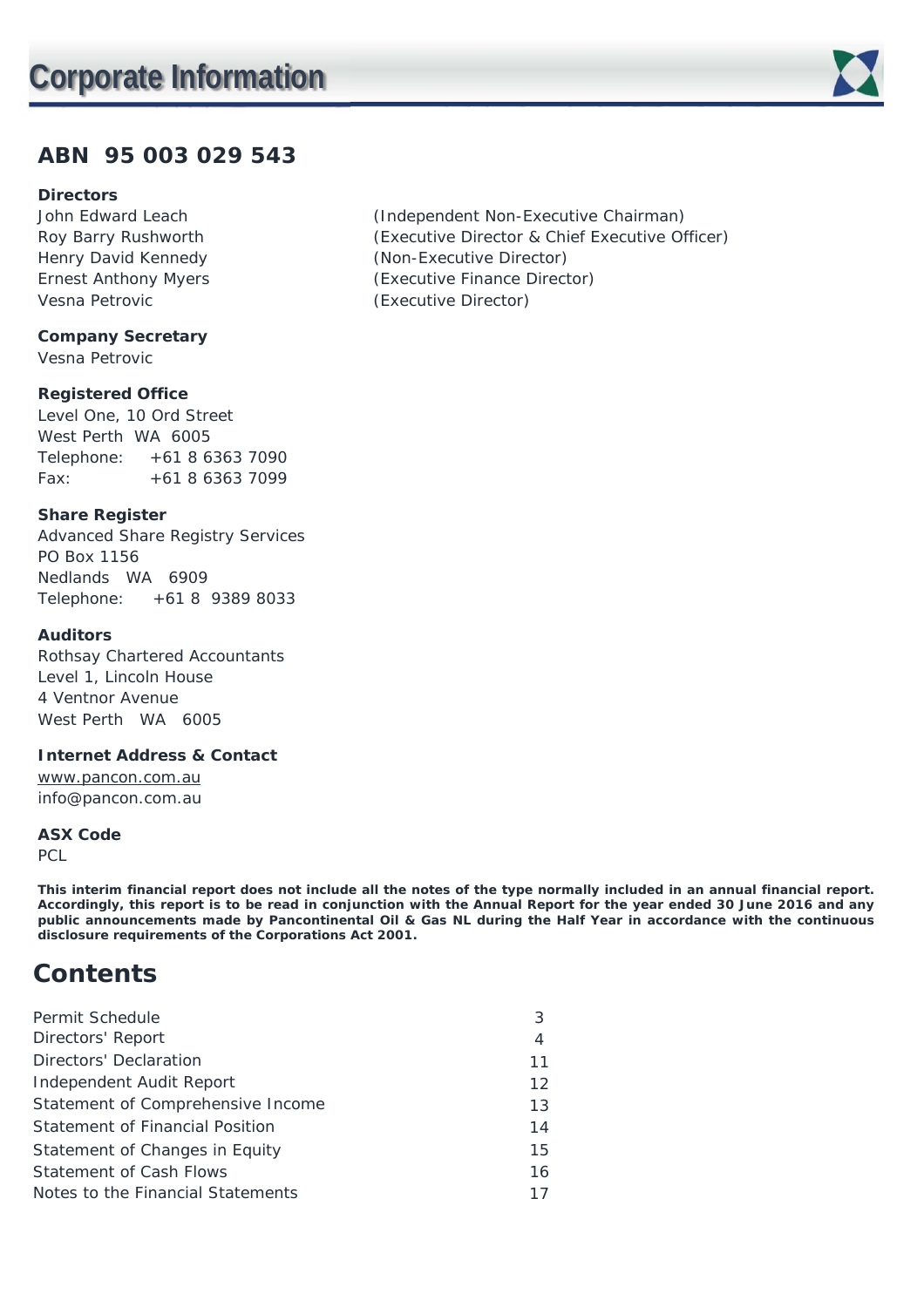# Corporate Information

## ABN 95 003 029 543

**Directors**

| | |
|---|---|
| John Edward Leach | (Independent Non-Executive Chairman) |
| Roy Barry Rushworth | (Executive Director & Chief Executive Officer) |
| Henry David Kennedy | (Non-Executive Director) |
| Ernest Anthony Myers | (Executive Finance Director) |
| Vesna Petrovic | (Executive Director) |

**Company Secretary**
Vesna Petrovic

**Registered Office**
Level One, 10 Ord Street
West Perth WA 6005
Telephone: +61 8 6363 7090
Fax: +61 8 6363 7099

**Share Register**
Advanced Share Registry Services
PO Box 1156
Nedlands WA 6909
Telephone: +61 8 9389 8033

**Auditors**
Rothsay Chartered Accountants
Level 1, Lincoln House
4 Ventnor Avenue
West Perth WA 6005

**Internet Address & Contact**
www.pancon.com.au
info@pancon.com.au

**ASX Code**
PCL

**This interim financial report does not include all the notes of the type normally included in an annual financial report. Accordingly, this report is to be read in conjunction with the Annual Report for the year ended 30 June 2016 and any public announcements made by Pancontinental Oil & Gas NL during the Half Year in accordance with the continuous disclosure requirements of the Corporations Act 2001.**

# Contents

| | |
|---|---|
| Permit Schedule | 3 |
| Directors' Report | 4 |
| Directors' Declaration | 11 |
| Independent Audit Report | 12 |
| Statement of Comprehensive Income | 13 |
| Statement of Financial Position | 14 |
| Statement of Changes in Equity | 15 |
| Statement of Cash Flows | 16 |
| Notes to the Financial Statements | 17 |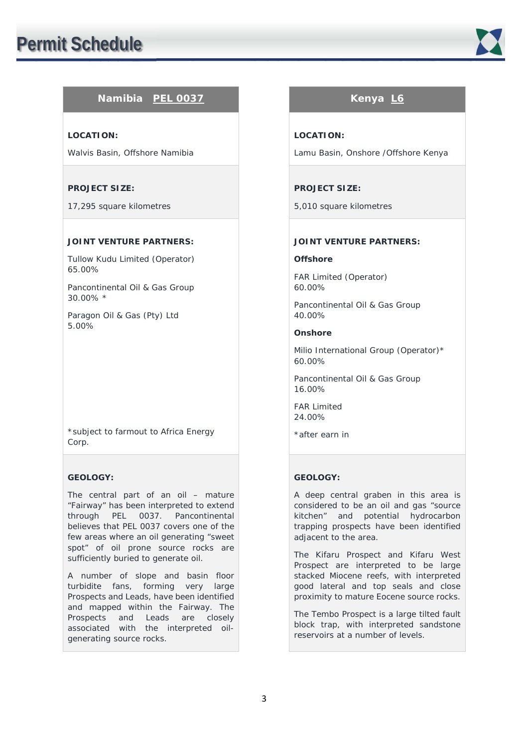# Permit Schedule

## Namibia PEL 0037

**LOCATION:**

Walvis Basin, Offshore Namibia

**PROJECT SIZE:**

17,295 square kilometres

**JOINT VENTURE PARTNERS:**

Tullow Kudu Limited (Operator)
65.00%

Pancontinental Oil & Gas Group
30.00% *

Paragon Oil & Gas (Pty) Ltd
5.00%

*subject to farmout to Africa Energy Corp.

**GEOLOGY:**

The central part of an oil – mature "Fairway" has been interpreted to extend through PEL 0037. Pancontinental believes that PEL 0037 covers one of the few areas where an oil generating "sweet spot" of oil prone source rocks are sufficiently buried to generate oil.

A number of slope and basin floor turbidite fans, forming very large Prospects and Leads, have been identified and mapped within the Fairway. The Prospects and Leads are closely associated with the interpreted oil-generating source rocks.

## Kenya L6

**LOCATION:**

Lamu Basin, Onshore /Offshore Kenya

**PROJECT SIZE:**

5,010 square kilometres

**JOINT VENTURE PARTNERS:**

**Offshore**

FAR Limited (Operator)
60.00%

Pancontinental Oil & Gas Group
40.00%

**Onshore**

Milio International Group (Operator)*
60.00%

Pancontinental Oil & Gas Group
16.00%

FAR Limited
24.00%

*after earn in

**GEOLOGY:**

A deep central graben in this area is considered to be an oil and gas "source kitchen" and potential hydrocarbon trapping prospects have been identified adjacent to the area.

The Kifaru Prospect and Kifaru West Prospect are interpreted to be large stacked Miocene reefs, with interpreted good lateral and top seals and close proximity to mature Eocene source rocks.

The Tembo Prospect is a large tilted fault block trap, with interpreted sandstone reservoirs at a number of levels.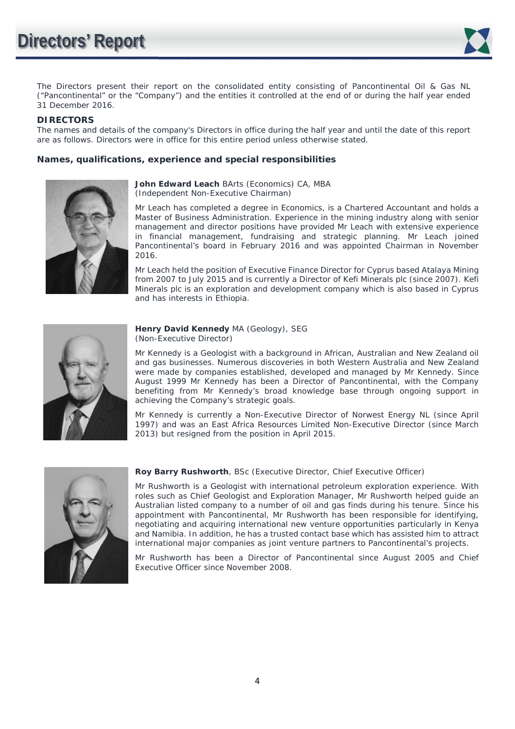# Directors' Report

The Directors present their report on the consolidated entity consisting of Pancontinental Oil & Gas NL ("Pancontinental" or the "Company") and the entities it controlled at the end of or during the half year ended 31 December 2016.

## DIRECTORS

The names and details of the company's Directors in office during the half year and until the date of this report are as follows. Directors were in office for this entire period unless otherwise stated.

### Names, qualifications, experience and special responsibilities

**John Edward Leach** BArts (Economics) CA, MBA
*(Independent Non-Executive Chairman)*

Mr Leach has completed a degree in Economics, is a Chartered Accountant and holds a Master of Business Administration. Experience in the mining industry along with senior management and director positions have provided Mr Leach with extensive experience in financial management, fundraising and strategic planning. Mr Leach joined Pancontinental's board in February 2016 and was appointed Chairman in November 2016.

Mr Leach held the position of Executive Finance Director for Cyprus based Atalaya Mining from 2007 to July 2015 and is currently a Director of Kefi Minerals plc (since 2007). Kefi Minerals plc is an exploration and development company which is also based in Cyprus and has interests in Ethiopia.

**Henry David Kennedy** MA (Geology), SEG
*(Non-Executive Director)*

Mr Kennedy is a Geologist with a background in African, Australian and New Zealand oil and gas businesses. Numerous discoveries in both Western Australia and New Zealand were made by companies established, developed and managed by Mr Kennedy. Since August 1999 Mr Kennedy has been a Director of Pancontinental, with the Company benefiting from Mr Kennedy's broad knowledge base through ongoing support in achieving the Company's strategic goals.

Mr Kennedy is currently a Non-Executive Director of Norwest Energy NL (since April 1997) and was an East Africa Resources Limited Non-Executive Director (since March 2013) but resigned from the position in April 2015.

**Roy Barry Rushworth**, BSc (Executive Director, Chief Executive Officer)

Mr Rushworth is a Geologist with international petroleum exploration experience. With roles such as Chief Geologist and Exploration Manager, Mr Rushworth helped guide an Australian listed company to a number of oil and gas finds during his tenure. Since his appointment with Pancontinental, Mr Rushworth has been responsible for identifying, negotiating and acquiring international new venture opportunities particularly in Kenya and Namibia. In addition, he has a trusted contact base which has assisted him to attract international major companies as joint venture partners to Pancontinental's projects.

Mr Rushworth has been a Director of Pancontinental since August 2005 and Chief Executive Officer since November 2008.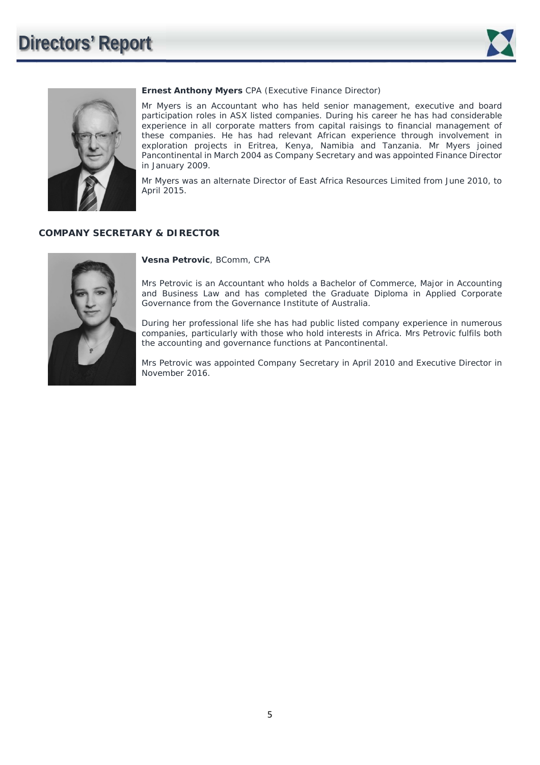**Ernest Anthony Myers** CPA (Executive Finance Director)

Mr Myers is an Accountant who has held senior management, executive and board participation roles in ASX listed companies. During his career he has had considerable experience in all corporate matters from capital raisings to financial management of these companies. He has had relevant African experience through involvement in exploration projects in Eritrea, Kenya, Namibia and Tanzania. Mr Myers joined Pancontinental in March 2004 as Company Secretary and was appointed Finance Director in January 2009.

Mr Myers was an alternate Director of East Africa Resources Limited from June 2010, to April 2015.

## COMPANY SECRETARY & DIRECTOR

**Vesna Petrovic**, BComm, CPA

Mrs Petrovic is an Accountant who holds a Bachelor of Commerce, Major in Accounting and Business Law and has completed the Graduate Diploma in Applied Corporate Governance from the Governance Institute of Australia.

During her professional life she has had public listed company experience in numerous companies, particularly with those who hold interests in Africa. Mrs Petrovic fulfils both the accounting and governance functions at Pancontinental.

Mrs Petrovic was appointed Company Secretary in April 2010 and Executive Director in November 2016.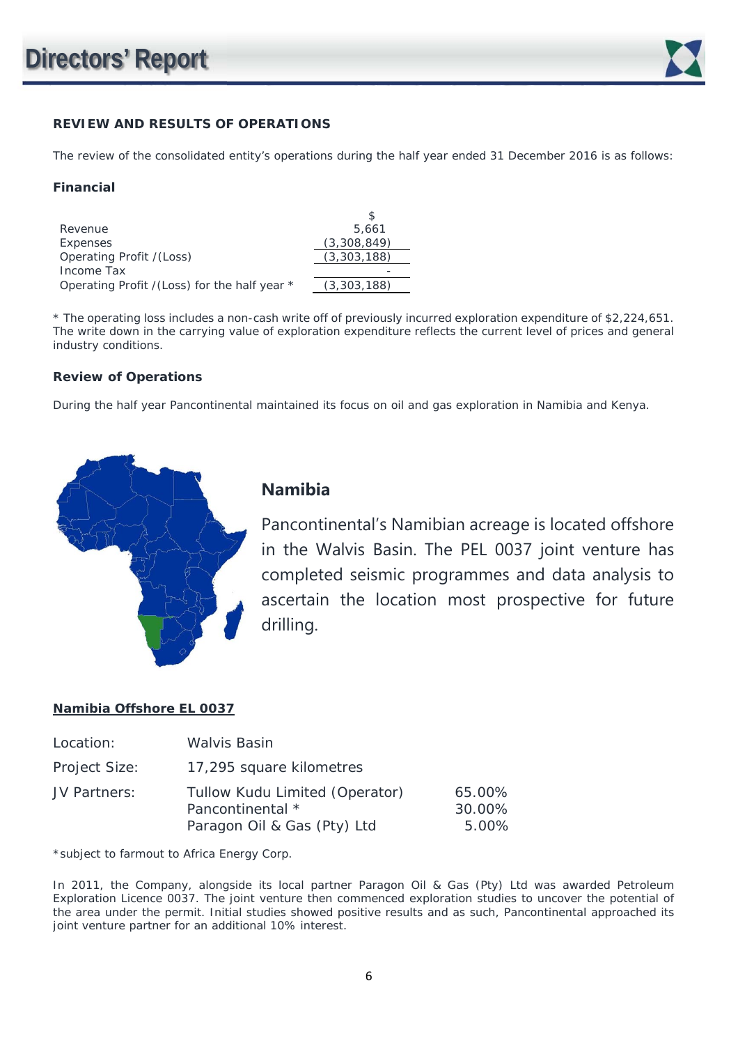## REVIEW AND RESULTS OF OPERATIONS

The review of the consolidated entity's operations during the half year ended 31 December 2016 is as follows:

### Financial

| | $ |
|---|---|
| Revenue | 5,661 |
| Expenses | (3,308,849) |
| Operating Profit /(Loss) | (3,303,188) |
| Income Tax | - |
| Operating Profit /(Loss) for the half year * | (3,303,188) |

* The operating loss includes a non-cash write off of previously incurred exploration expenditure of $2,224,651. The write down in the carrying value of exploration expenditure reflects the current level of prices and general industry conditions.

### Review of Operations

During the half year Pancontinental maintained its focus on oil and gas exploration in Namibia and Kenya.

## Namibia

Pancontinental's Namibian acreage is located offshore in the Walvis Basin. The PEL 0037 joint venture has completed seismic programmes and data analysis to ascertain the location most prospective for future drilling.

### Namibia Offshore EL 0037

| | | |
|---|---|---|
| Location: | Walvis Basin | |
| Project Size: | 17,295 square kilometres | |
| JV Partners: | Tullow Kudu Limited (Operator) | 65.00% |
| | Pancontinental * | 30.00% |
| | Paragon Oil & Gas (Pty) Ltd | 5.00% |

*subject to farmout to Africa Energy Corp.

In 2011, the Company, alongside its local partner Paragon Oil & Gas (Pty) Ltd was awarded Petroleum Exploration Licence 0037. The joint venture then commenced exploration studies to uncover the potential of the area under the permit. Initial studies showed positive results and as such, Pancontinental approached its joint venture partner for an additional 10% interest.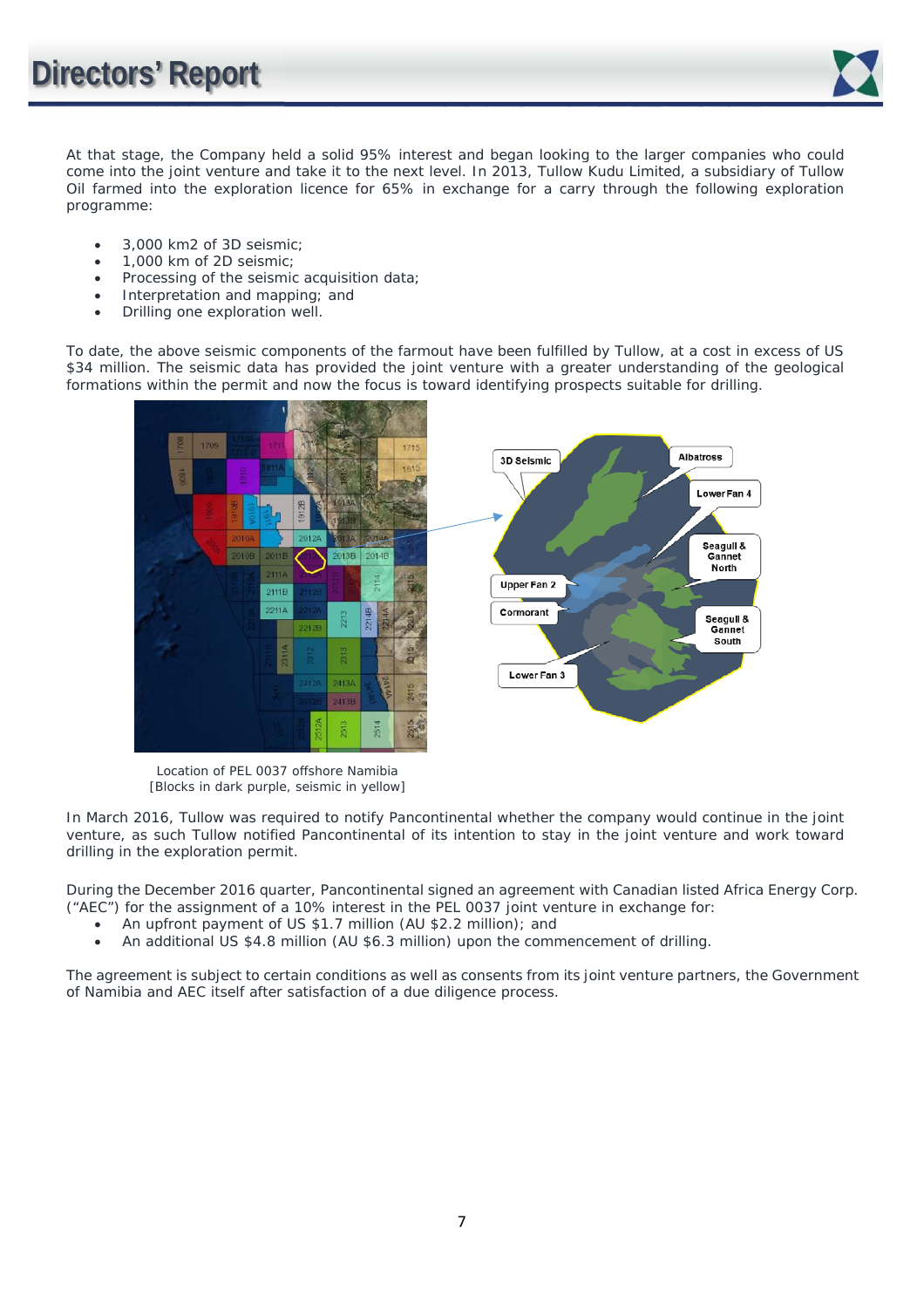At that stage, the Company held a solid 95% interest and began looking to the larger companies who could come into the joint venture and take it to the next level. In 2013, Tullow Kudu Limited, a subsidiary of Tullow Oil farmed into the exploration licence for 65% in exchange for a carry through the following exploration programme:

- 3,000 km2 of 3D seismic;
- 1,000 km of 2D seismic;
- Processing of the seismic acquisition data;
- Interpretation and mapping; and
- Drilling one exploration well.

To date, the above seismic components of the farmout have been fulfilled by Tullow, at a cost in excess of US $34 million. The seismic data has provided the joint venture with a greater understanding of the geological formations within the permit and now the focus is toward identifying prospects suitable for drilling.

Location of PEL 0037 offshore Namibia
[Blocks in dark purple, seismic in yellow]

In March 2016, Tullow was required to notify Pancontinental whether the company would continue in the joint venture, as such Tullow notified Pancontinental of its intention to stay in the joint venture and work toward drilling in the exploration permit.

During the December 2016 quarter, Pancontinental signed an agreement with Canadian listed Africa Energy Corp. ("AEC") for the assignment of a 10% interest in the PEL 0037 joint venture in exchange for:

- An upfront payment of US $1.7 million (AU $2.2 million); and
- An additional US $4.8 million (AU $6.3 million) upon the commencement of drilling.

The agreement is subject to certain conditions as well as consents from its joint venture partners, the Government of Namibia and AEC itself after satisfaction of a due diligence process.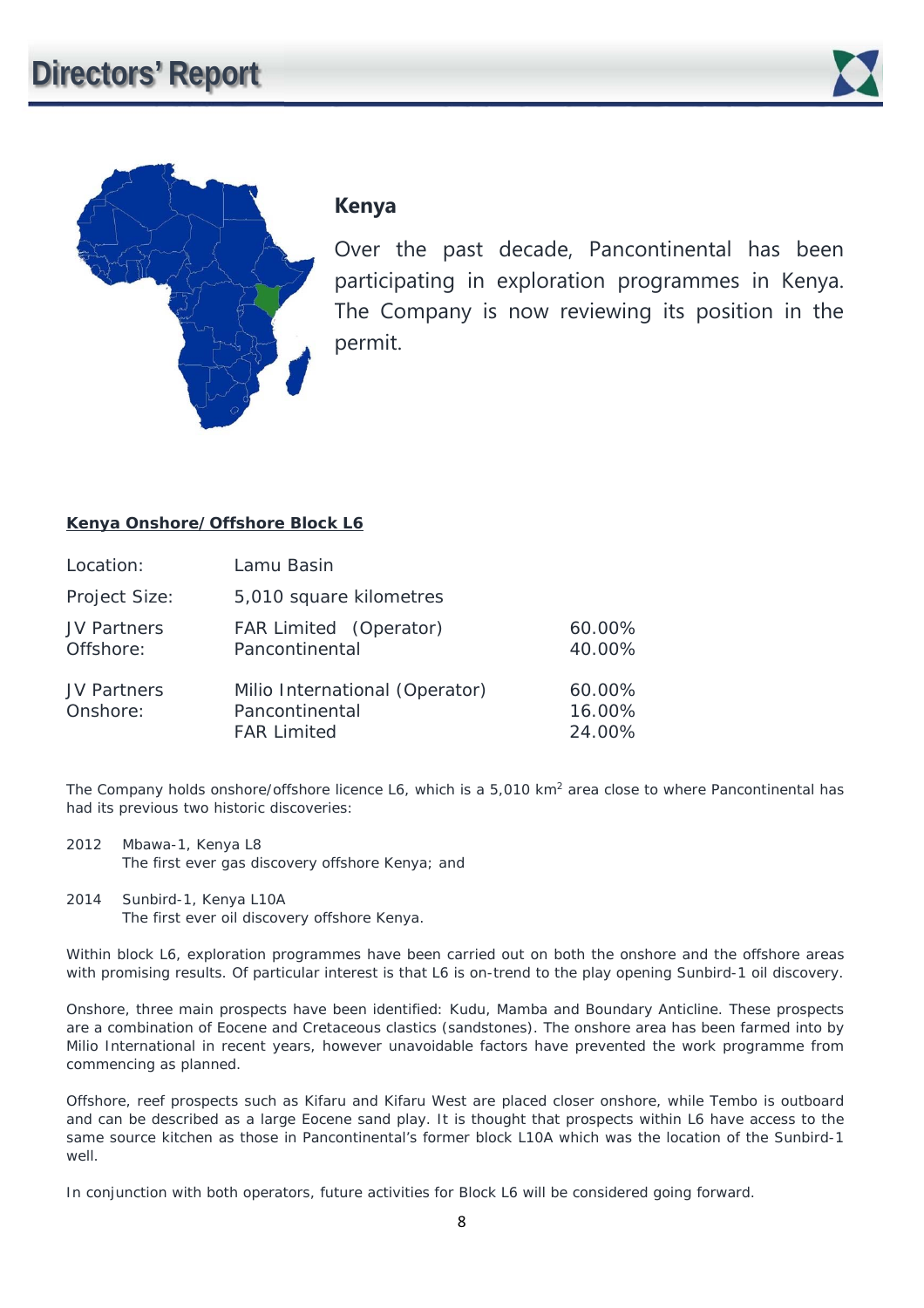# Directors' Report

## Kenya

Over the past decade, Pancontinental has been participating in exploration programmes in Kenya. The Company is now reviewing its position in the permit.

### Kenya Onshore/Offshore Block L6

| | | |
|---|---|---|
| Location: | Lamu Basin | |
| Project Size: | 5,010 square kilometres | |
| JV Partners Offshore: | FAR Limited (Operator) | 60.00% |
| | Pancontinental | 40.00% |
| JV Partners Onshore: | Milio International (Operator) | 60.00% |
| | Pancontinental | 16.00% |
| | FAR Limited | 24.00% |

The Company holds onshore/offshore licence L6, which is a 5,010 km$^2$ area close to where Pancontinental has had its previous two historic discoveries:

2012 Mbawa-1, Kenya L8
The first ever gas discovery offshore Kenya; and

2014 Sunbird-1, Kenya L10A
The first ever oil discovery offshore Kenya.

Within block L6, exploration programmes have been carried out on both the onshore and the offshore areas with promising results. Of particular interest is that L6 is on-trend to the play opening Sunbird-1 oil discovery.

Onshore, three main prospects have been identified: Kudu, Mamba and Boundary Anticline. These prospects are a combination of Eocene and Cretaceous clastics (sandstones). The onshore area has been farmed into by Milio International in recent years, however unavoidable factors have prevented the work programme from commencing as planned.

Offshore, reef prospects such as Kifaru and Kifaru West are placed closer onshore, while Tembo is outboard and can be described as a large Eocene sand play. It is thought that prospects within L6 have access to the same source kitchen as those in Pancontinental's former block L10A which was the location of the Sunbird-1 well.

In conjunction with both operators, future activities for Block L6 will be considered going forward.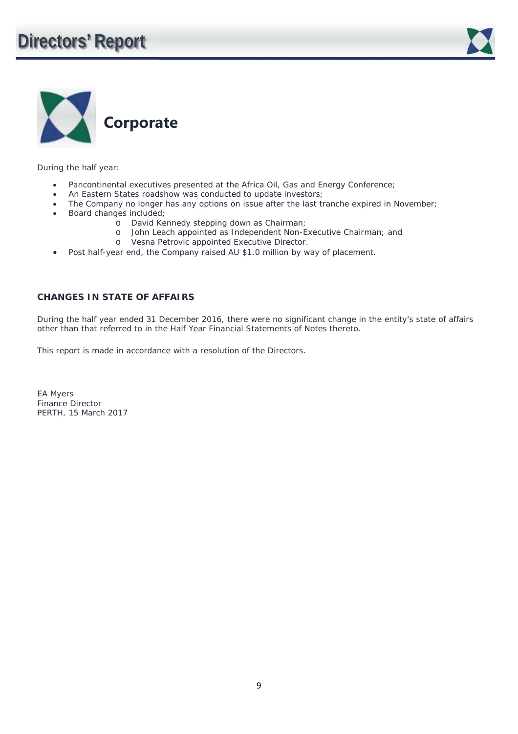## Corporate

During the half year:

- Pancontinental executives presented at the Africa Oil, Gas and Energy Conference;
- An Eastern States roadshow was conducted to update investors;
- The Company no longer has any options on issue after the last tranche expired in November;
- Board changes included;
  - David Kennedy stepping down as Chairman;
  - John Leach appointed as Independent Non-Executive Chairman; and
  - Vesna Petrovic appointed Executive Director.
- Post half-year end, the Company raised AU $1.0 million by way of placement.

### CHANGES IN STATE OF AFFAIRS

During the half year ended 31 December 2016, there were no significant change in the entity's state of affairs other than that referred to in the Half Year Financial Statements of Notes thereto.

This report is made in accordance with a resolution of the Directors.

EA Myers
Finance Director
PERTH, 15 March 2017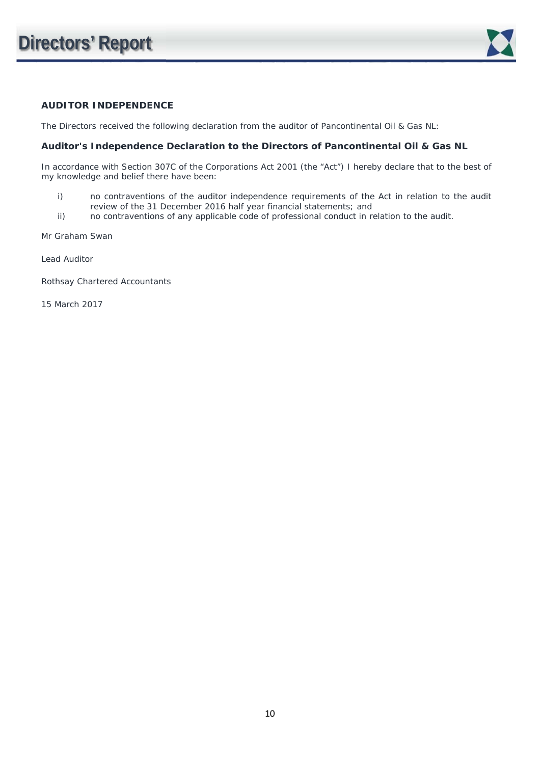## AUDITOR INDEPENDENCE

The Directors received the following declaration from the auditor of Pancontinental Oil & Gas NL:

### Auditor's Independence Declaration to the Directors of Pancontinental Oil & Gas NL

In accordance with Section 307C of the Corporations Act 2001 (the "Act") I hereby declare that to the best of my knowledge and belief there have been:

i) no contraventions of the auditor independence requirements of the Act in relation to the audit review of the 31 December 2016 half year financial statements; and
ii) no contraventions of any applicable code of professional conduct in relation to the audit.

Mr Graham Swan

Lead Auditor

Rothsay Chartered Accountants

15 March 2017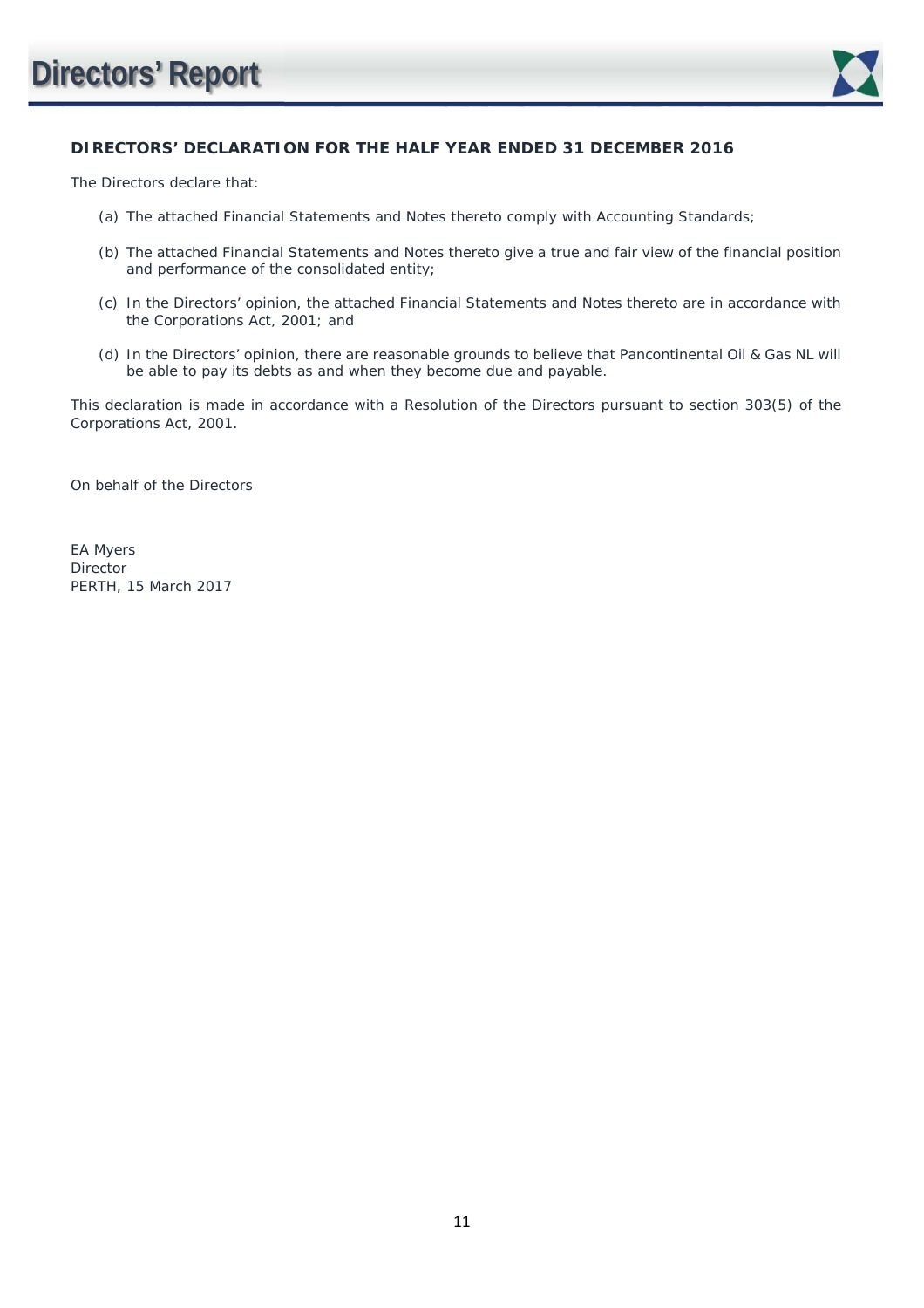## DIRECTORS' DECLARATION FOR THE HALF YEAR ENDED 31 DECEMBER 2016

The Directors declare that:

(a) The attached Financial Statements and Notes thereto comply with Accounting Standards;

(b) The attached Financial Statements and Notes thereto give a true and fair view of the financial position and performance of the consolidated entity;

(c) In the Directors' opinion, the attached Financial Statements and Notes thereto are in accordance with the Corporations Act, 2001; and

(d) In the Directors' opinion, there are reasonable grounds to believe that Pancontinental Oil & Gas NL will be able to pay its debts as and when they become due and payable.

This declaration is made in accordance with a Resolution of the Directors pursuant to section 303(5) of the Corporations Act, 2001.

On behalf of the Directors

EA Myers  
Director  
PERTH, 15 March 2017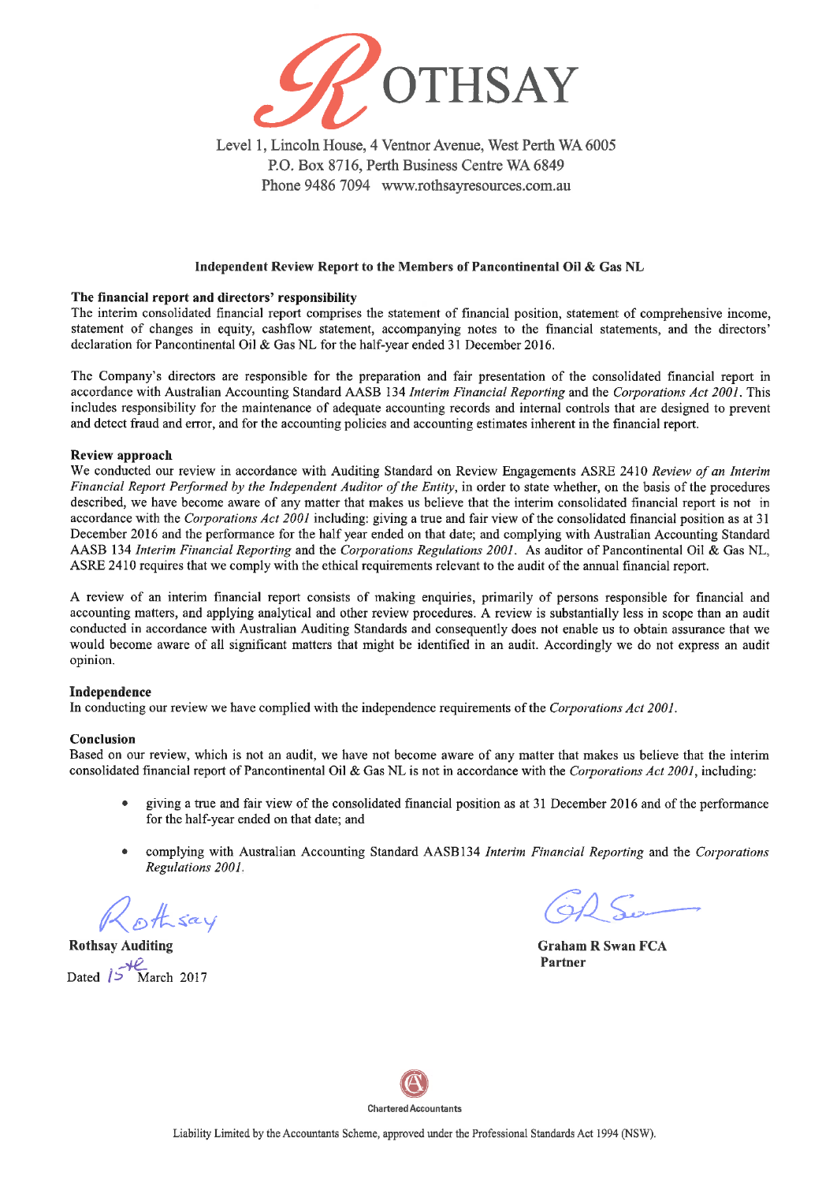# ROTHSAY

Level 1, Lincoln House, 4 Ventnor Avenue, West Perth WA 6005
P.O. Box 8716, Perth Business Centre WA 6849
Phone 9486 7094 www.rothsayresources.com.au

## Independent Review Report to the Members of Pancontinental Oil & Gas NL

### The financial report and directors' responsibility

The interim consolidated financial report comprises the statement of financial position, statement of comprehensive income, statement of changes in equity, cashflow statement, accompanying notes to the financial statements, and the directors' declaration for Pancontinental Oil & Gas NL for the half-year ended 31 December 2016.

The Company's directors are responsible for the preparation and fair presentation of the consolidated financial report in accordance with Australian Accounting Standard AASB 134 *Interim Financial Reporting* and the *Corporations Act 2001*. This includes responsibility for the maintenance of adequate accounting records and internal controls that are designed to prevent and detect fraud and error, and for the accounting policies and accounting estimates inherent in the financial report.

### Review approach

We conducted our review in accordance with Auditing Standard on Review Engagements ASRE 2410 *Review of an Interim Financial Report Performed by the Independent Auditor of the Entity*, in order to state whether, on the basis of the procedures described, we have become aware of any matter that makes us believe that the interim consolidated financial report is not in accordance with the *Corporations Act 2001* including: giving a true and fair view of the consolidated financial position as at 31 December 2016 and the performance for the half year ended on that date; and complying with Australian Accounting Standard AASB 134 *Interim Financial Reporting* and the *Corporations Regulations 2001*. As auditor of Pancontinental Oil & Gas NL, ASRE 2410 requires that we comply with the ethical requirements relevant to the audit of the annual financial report.

A review of an interim financial report consists of making enquiries, primarily of persons responsible for financial and accounting matters, and applying analytical and other review procedures. A review is substantially less in scope than an audit conducted in accordance with Australian Auditing Standards and consequently does not enable us to obtain assurance that we would become aware of all significant matters that might be identified in an audit. Accordingly we do not express an audit opinion.

### Independence

In conducting our review we have complied with the independence requirements of the *Corporations Act 2001*.

### Conclusion

Based on our review, which is not an audit, we have not become aware of any matter that makes us believe that the interim consolidated financial report of Pancontinental Oil & Gas NL is not in accordance with the *Corporations Act 2001*, including:

- giving a true and fair view of the consolidated financial position as at 31 December 2016 and of the performance for the half-year ended on that date; and
- complying with Australian Accounting Standard AASB134 *Interim Financial Reporting* and the *Corporations Regulations 2001*.

**Rothsay Auditing**

Dated 15th March 2017

**Graham R Swan FCA**
**Partner**

Chartered Accountants

Liability Limited by the Accountants Scheme, approved under the Professional Standards Act 1994 (NSW).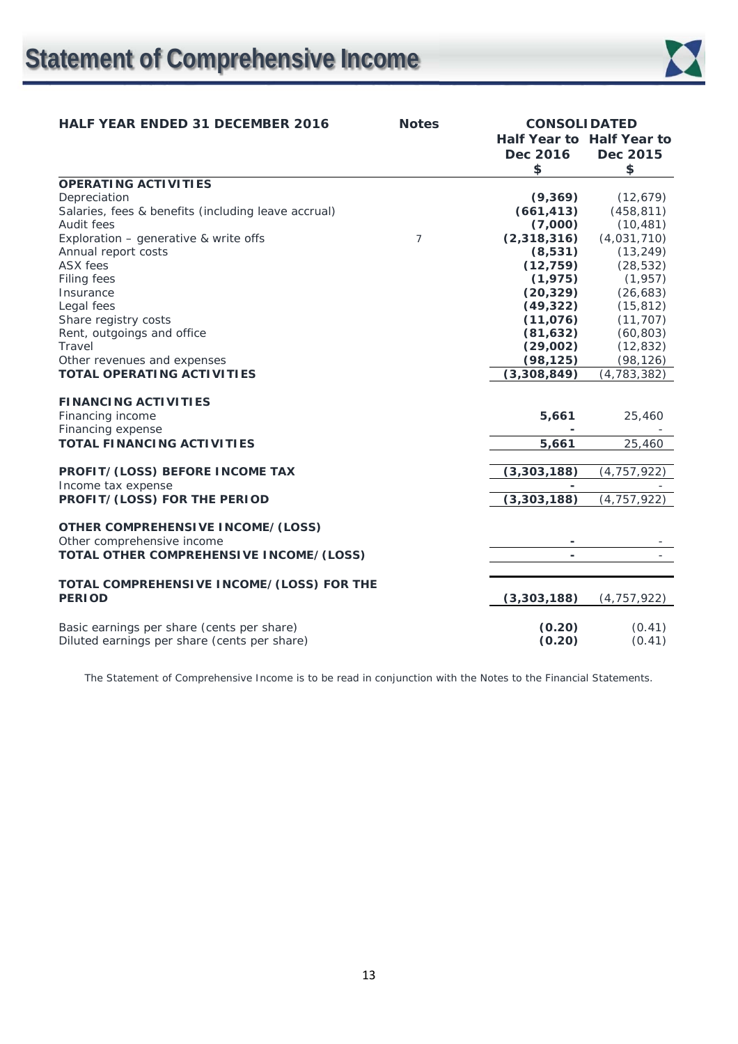# Statement of Comprehensive Income

| HALF YEAR ENDED 31 DECEMBER 2016 | Notes | CONSOLIDATED Half Year to Dec 2016 $ | Half Year to Dec 2015 $ |
|---|---|---|---|
| **OPERATING ACTIVITIES** | | | |
| Depreciation | | **(9,369)** | (12,679) |
| Salaries, fees & benefits (including leave accrual) | | **(661,413)** | (458,811) |
| Audit fees | | **(7,000)** | (10,481) |
| Exploration – generative & write offs | 7 | **(2,318,316)** | (4,031,710) |
| Annual report costs | | **(8,531)** | (13,249) |
| ASX fees | | **(12,759)** | (28,532) |
| Filing fees | | **(1,975)** | (1,957) |
| Insurance | | **(20,329)** | (26,683) |
| Legal fees | | **(49,322)** | (15,812) |
| Share registry costs | | **(11,076)** | (11,707) |
| Rent, outgoings and office | | **(81,632)** | (60,803) |
| Travel | | **(29,002)** | (12,832) |
| Other revenues and expenses | | **(98,125)** | (98,126) |
| **TOTAL OPERATING ACTIVITIES** | | **(3,308,849)** | (4,783,382) |
| **FINANCING ACTIVITIES** | | | |
| Financing income | | **5,661** | 25,460 |
| Financing expense | | **-** | - |
| **TOTAL FINANCING ACTIVITIES** | | **5,661** | 25,460 |
| **PROFIT/(LOSS) BEFORE INCOME TAX** | | **(3,303,188)** | (4,757,922) |
| Income tax expense | | **-** | - |
| **PROFIT/(LOSS) FOR THE PERIOD** | | **(3,303,188)** | (4,757,922) |
| **OTHER COMPREHENSIVE INCOME/(LOSS)** | | | |
| Other comprehensive income | | **-** | - |
| **TOTAL OTHER COMPREHENSIVE INCOME/(LOSS)** | | **-** | - |
| **TOTAL COMPREHENSIVE INCOME/(LOSS) FOR THE PERIOD** | | **(3,303,188)** | (4,757,922) |
| Basic earnings per share (cents per share) | | **(0.20)** | (0.41) |
| Diluted earnings per share (cents per share) | | **(0.20)** | (0.41) |

The Statement of Comprehensive Income is to be read in conjunction with the Notes to the Financial Statements.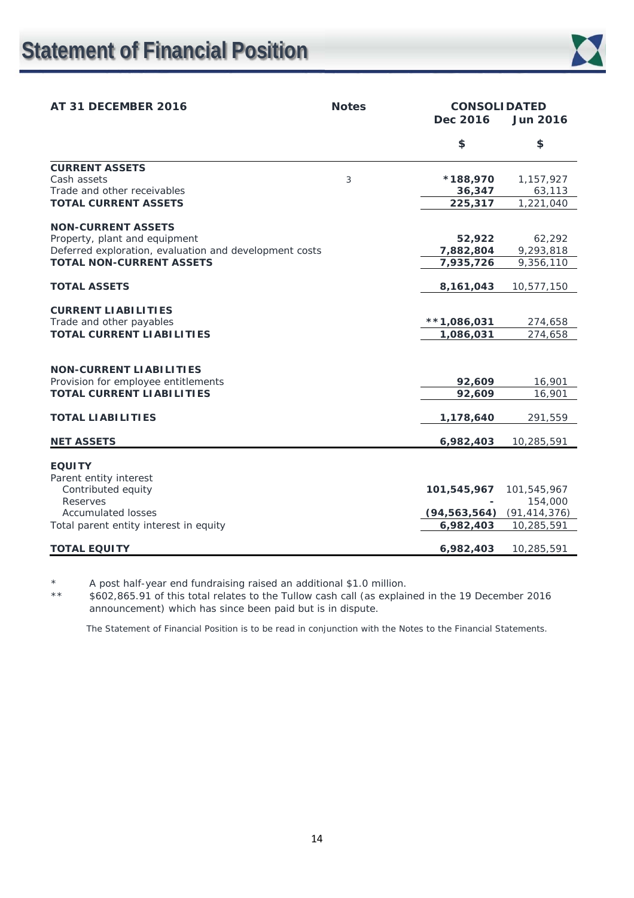# Statement of Financial Position

| AT 31 DECEMBER 2016 | Notes | CONSOLIDATED Dec 2016 | Jun 2016 |
|---|---|---|---|
| | | $ | $ |
| **CURRENT ASSETS** | | | |
| Cash assets | 3 | **\*188,970** | 1,157,927 |
| Trade and other receivables | | **36,347** | 63,113 |
| **TOTAL CURRENT ASSETS** | | **225,317** | 1,221,040 |
| | | | |
| **NON-CURRENT ASSETS** | | | |
| Property, plant and equipment | | **52,922** | 62,292 |
| Deferred exploration, evaluation and development costs | | **7,882,804** | 9,293,818 |
| **TOTAL NON-CURRENT ASSETS** | | **7,935,726** | 9,356,110 |
| | | | |
| **TOTAL ASSETS** | | **8,161,043** | 10,577,150 |
| | | | |
| **CURRENT LIABILITIES** | | | |
| Trade and other payables | | **\*\*1,086,031** | 274,658 |
| **TOTAL CURRENT LIABILITIES** | | **1,086,031** | 274,658 |
| | | | |
| **NON-CURRENT LIABILITIES** | | | |
| Provision for employee entitlements | | **92,609** | 16,901 |
| **TOTAL CURRENT LIABILITIES** | | **92,609** | 16,901 |
| | | | |
| **TOTAL LIABILITIES** | | **1,178,640** | 291,559 |
| | | | |
| **NET ASSETS** | | **6,982,403** | 10,285,591 |
| | | | |
| **EQUITY** | | | |
| Parent entity interest | | | |
| Contributed equity | | **101,545,967** | 101,545,967 |
| Reserves | | **-** | 154,000 |
| Accumulated losses | | **(94,563,564)** | (91,414,376) |
| Total parent entity interest in equity | | **6,982,403** | 10,285,591 |
| | | | |
| **TOTAL EQUITY** | | **6,982,403** | 10,285,591 |

\* A post half-year end fundraising raised an additional $1.0 million.

\*\* $602,865.91 of this total relates to the Tullow cash call (as explained in the 19 December 2016 announcement) which has since been paid but is in dispute.

The Statement of Financial Position is to be read in conjunction with the Notes to the Financial Statements.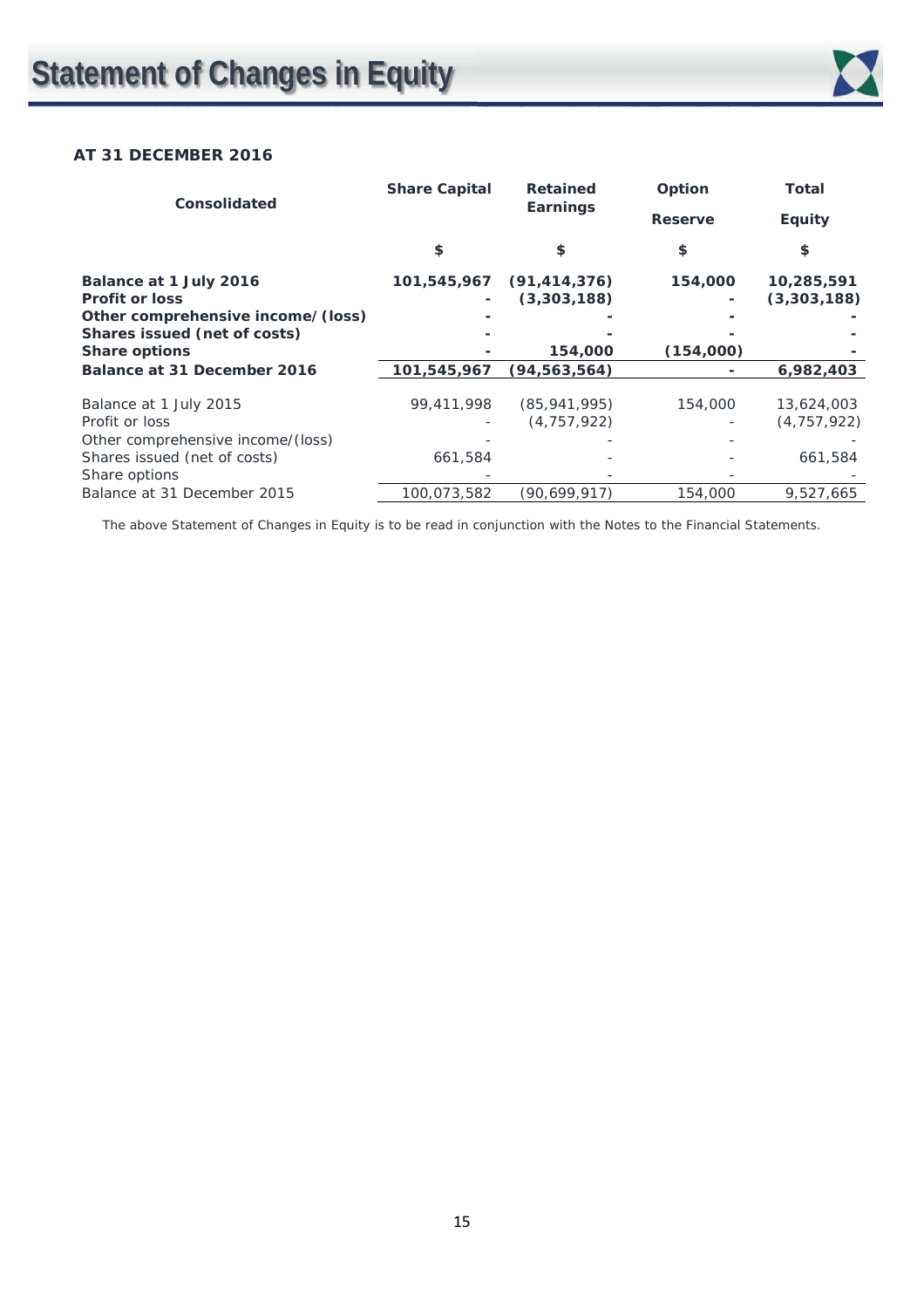# Statement of Changes in Equity

**AT 31 DECEMBER 2016**

| Consolidated | Share Capital | Retained Earnings | Option Reserve | Total Equity |
|---|---|---|---|---|
| | $ | $ | $ | $ |
| **Balance at 1 July 2016** | **101,545,967** | **(91,414,376)** | **154,000** | **10,285,591** |
| **Profit or loss** | **-** | **(3,303,188)** | **-** | **(3,303,188)** |
| **Other comprehensive income/(loss)** | **-** | **-** | **-** | **-** |
| **Shares issued (net of costs)** | **-** | **-** | **-** | **-** |
| **Share options** | **-** | **154,000** | **(154,000)** | **-** |
| **Balance at 31 December 2016** | **101,545,967** | **(94,563,564)** | **-** | **6,982,403** |
| | | | | |
| Balance at 1 July 2015 | 99,411,998 | (85,941,995) | 154,000 | 13,624,003 |
| Profit or loss | - | (4,757,922) | - | (4,757,922) |
| Other comprehensive income/(loss) | - | - | - | - |
| Shares issued (net of costs) | 661,584 | - | - | 661,584 |
| Share options | - | - | - | - |
| Balance at 31 December 2015 | 100,073,582 | (90,699,917) | 154,000 | 9,527,665 |

The above Statement of Changes in Equity is to be read in conjunction with the Notes to the Financial Statements.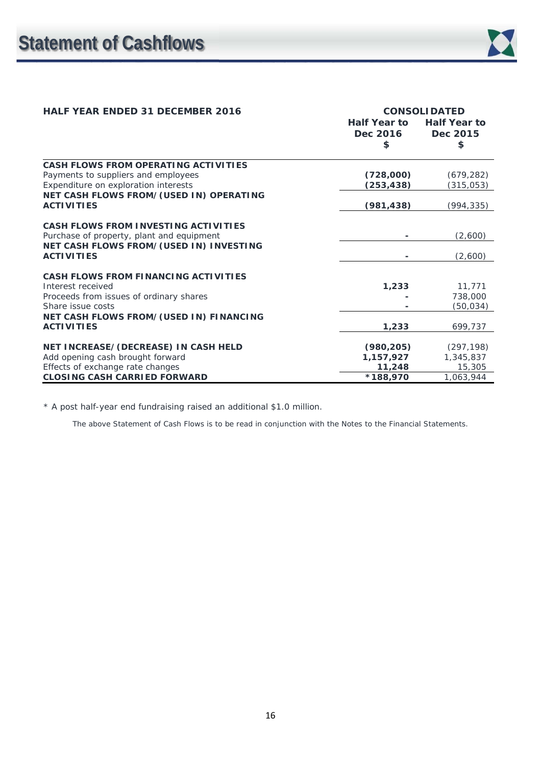# Statement of Cashflows

| HALF YEAR ENDED 31 DECEMBER 2016 | CONSOLIDATED | |
|---|---|---|
| | **Half Year to Dec 2016 $** | **Half Year to Dec 2015 $** |
| **CASH FLOWS FROM OPERATING ACTIVITIES** | | |
| Payments to suppliers and employees | **(728,000)** | (679,282) |
| Expenditure on exploration interests | **(253,438)** | (315,053) |
| **NET CASH FLOWS FROM/(USED IN) OPERATING ACTIVITIES** | **(981,438)** | (994,335) |
| **CASH FLOWS FROM INVESTING ACTIVITIES** | | |
| Purchase of property, plant and equipment | **-** | (2,600) |
| **NET CASH FLOWS FROM/(USED IN) INVESTING ACTIVITIES** | **-** | (2,600) |
| **CASH FLOWS FROM FINANCING ACTIVITIES** | | |
| Interest received | **1,233** | 11,771 |
| Proceeds from issues of ordinary shares | **-** | 738,000 |
| Share issue costs | **-** | (50,034) |
| **NET CASH FLOWS FROM/(USED IN) FINANCING ACTIVITIES** | **1,233** | 699,737 |
| **NET INCREASE/(DECREASE) IN CASH HELD** | **(980,205)** | (297,198) |
| Add opening cash brought forward | **1,157,927** | 1,345,837 |
| Effects of exchange rate changes | **11,248** | 15,305 |
| **CLOSING CASH CARRIED FORWARD** | **\*188,970** | 1,063,944 |

\* A post half-year end fundraising raised an additional $1.0 million.

The above Statement of Cash Flows is to be read in conjunction with the Notes to the Financial Statements.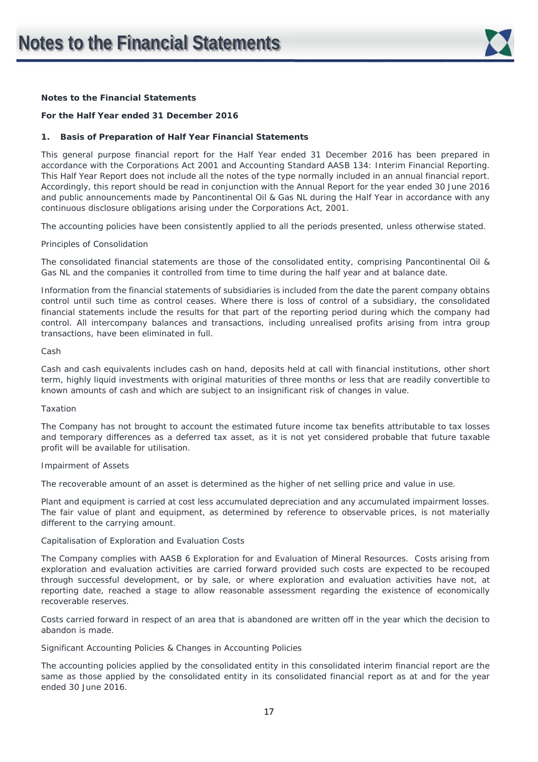# Notes to the Financial Statements

**Notes to the Financial Statements**

**For the Half Year ended 31 December 2016**

**1. Basis of Preparation of Half Year Financial Statements**

This general purpose financial report for the Half Year ended 31 December 2016 has been prepared in accordance with the Corporations Act 2001 and Accounting Standard AASB 134: Interim Financial Reporting. This Half Year Report does not include all the notes of the type normally included in an annual financial report. Accordingly, this report should be read in conjunction with the Annual Report for the year ended 30 June 2016 and public announcements made by Pancontinental Oil & Gas NL during the Half Year in accordance with any continuous disclosure obligations arising under the Corporations Act, 2001.

The accounting policies have been consistently applied to all the periods presented, unless otherwise stated.

Principles of Consolidation

The consolidated financial statements are those of the consolidated entity, comprising Pancontinental Oil & Gas NL and the companies it controlled from time to time during the half year and at balance date.

Information from the financial statements of subsidiaries is included from the date the parent company obtains control until such time as control ceases. Where there is loss of control of a subsidiary, the consolidated financial statements include the results for that part of the reporting period during which the company had control. All intercompany balances and transactions, including unrealised profits arising from intra group transactions, have been eliminated in full.

Cash

Cash and cash equivalents includes cash on hand, deposits held at call with financial institutions, other short term, highly liquid investments with original maturities of three months or less that are readily convertible to known amounts of cash and which are subject to an insignificant risk of changes in value.

Taxation

The Company has not brought to account the estimated future income tax benefits attributable to tax losses and temporary differences as a deferred tax asset, as it is not yet considered probable that future taxable profit will be available for utilisation.

Impairment of Assets

The recoverable amount of an asset is determined as the higher of net selling price and value in use.

Plant and equipment is carried at cost less accumulated depreciation and any accumulated impairment losses. The fair value of plant and equipment, as determined by reference to observable prices, is not materially different to the carrying amount.

Capitalisation of Exploration and Evaluation Costs

The Company complies with AASB 6 Exploration for and Evaluation of Mineral Resources. Costs arising from exploration and evaluation activities are carried forward provided such costs are expected to be recouped through successful development, or by sale, or where exploration and evaluation activities have not, at reporting date, reached a stage to allow reasonable assessment regarding the existence of economically recoverable reserves.

Costs carried forward in respect of an area that is abandoned are written off in the year which the decision to abandon is made.

Significant Accounting Policies & Changes in Accounting Policies

The accounting policies applied by the consolidated entity in this consolidated interim financial report are the same as those applied by the consolidated entity in its consolidated financial report as at and for the year ended 30 June 2016.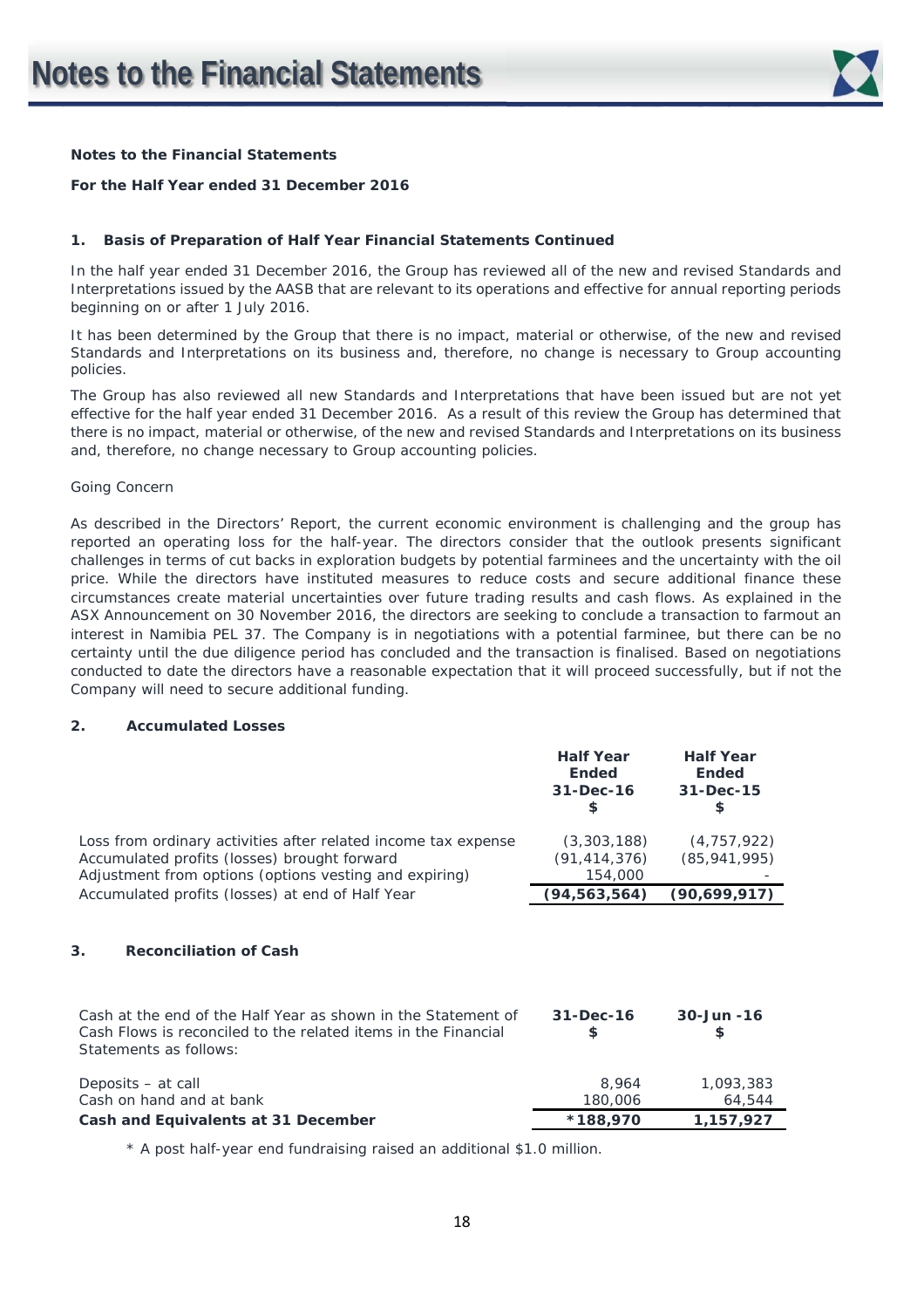**Notes to the Financial Statements**

**For the Half Year ended 31 December 2016**

**1. Basis of Preparation of Half Year Financial Statements Continued**

In the half year ended 31 December 2016, the Group has reviewed all of the new and revised Standards and Interpretations issued by the AASB that are relevant to its operations and effective for annual reporting periods beginning on or after 1 July 2016.

It has been determined by the Group that there is no impact, material or otherwise, of the new and revised Standards and Interpretations on its business and, therefore, no change is necessary to Group accounting policies.

The Group has also reviewed all new Standards and Interpretations that have been issued but are not yet effective for the half year ended 31 December 2016. As a result of this review the Group has determined that there is no impact, material or otherwise, of the new and revised Standards and Interpretations on its business and, therefore, no change necessary to Group accounting policies.

Going Concern

As described in the Directors' Report, the current economic environment is challenging and the group has reported an operating loss for the half-year. The directors consider that the outlook presents significant challenges in terms of cut backs in exploration budgets by potential farminees and the uncertainty with the oil price. While the directors have instituted measures to reduce costs and secure additional finance these circumstances create material uncertainties over future trading results and cash flows. As explained in the ASX Announcement on 30 November 2016, the directors are seeking to conclude a transaction to farmout an interest in Namibia PEL 37. The Company is in negotiations with a potential farminee, but there can be no certainty until the due diligence period has concluded and the transaction is finalised. Based on negotiations conducted to date the directors have a reasonable expectation that it will proceed successfully, but if not the Company will need to secure additional funding.

**2. Accumulated Losses**

| | **Half Year Ended 31-Dec-16 $** | **Half Year Ended 31-Dec-15 $** |
|---|---|---|
| Loss from ordinary activities after related income tax expense | (3,303,188) | (4,757,922) |
| Accumulated profits (losses) brought forward | (91,414,376) | (85,941,995) |
| Adjustment from options (options vesting and expiring) | 154,000 | - |
| Accumulated profits (losses) at end of Half Year | **(94,563,564)** | **(90,699,917)** |

**3. Reconciliation of Cash**

| Cash at the end of the Half Year as shown in the Statement of Cash Flows is reconciled to the related items in the Financial Statements as follows: | **31-Dec-16 $** | **30-Jun -16 $** |
|---|---|---|
| Deposits – at call | 8,964 | 1,093,383 |
| Cash on hand and at bank | 180,006 | 64,544 |
| **Cash and Equivalents at 31 December** | **\*188,970** | **1,157,927** |

\* A post half-year end fundraising raised an additional $1.0 million.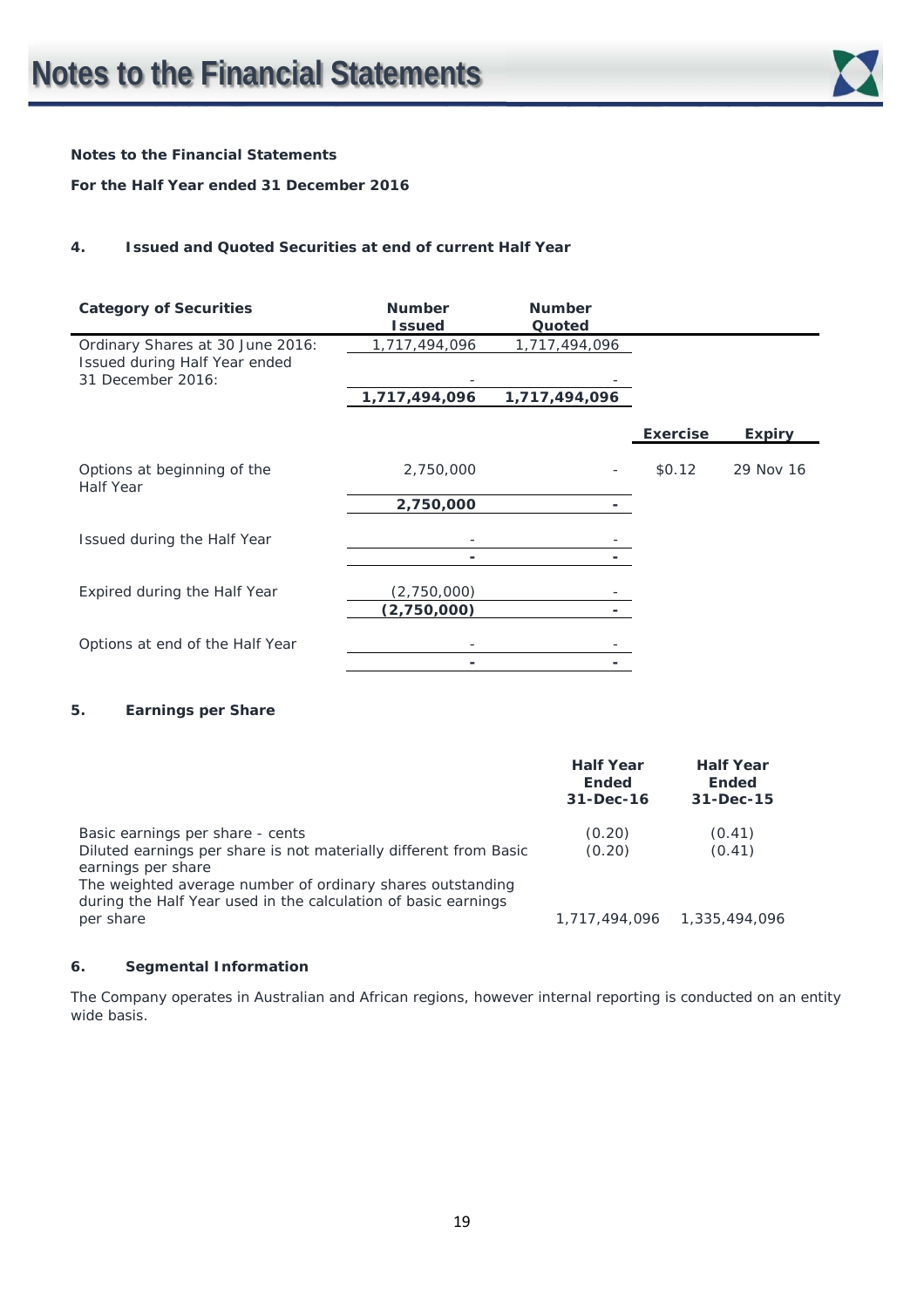**Notes to the Financial Statements**

**For the Half Year ended 31 December 2016**

**4. Issued and Quoted Securities at end of current Half Year**

| Category of Securities | Number Issued | Number Quoted | | |
|---|---|---|---|---|
| Ordinary Shares at 30 June 2016: | 1,717,494,096 | 1,717,494,096 | | |
| Issued during Half Year ended 31 December 2016: | - | - | | |
| | **1,717,494,096** | **1,717,494,096** | | |
| | | | **Exercise** | **Expiry** |
| Options at beginning of the Half Year | 2,750,000 | - | $0.12 | 29 Nov 16 |
| | **2,750,000** | **-** | | |
| Issued during the Half Year | - | - | | |
| | **-** | **-** | | |
| Expired during the Half Year | (2,750,000) | - | | |
| | **(2,750,000)** | **-** | | |
| Options at end of the Half Year | - | - | | |
| | **-** | **-** | | |

**5. Earnings per Share**

| | Half Year Ended 31-Dec-16 | Half Year Ended 31-Dec-15 |
|---|---|---|
| Basic earnings per share - cents | (0.20) | (0.41) |
| Diluted earnings per share is not materially different from Basic earnings per share | (0.20) | (0.41) |
| The weighted average number of ordinary shares outstanding during the Half Year used in the calculation of basic earnings per share | 1,717,494,096 | 1,335,494,096 |

**6. Segmental Information**

The Company operates in Australian and African regions, however internal reporting is conducted on an entity wide basis.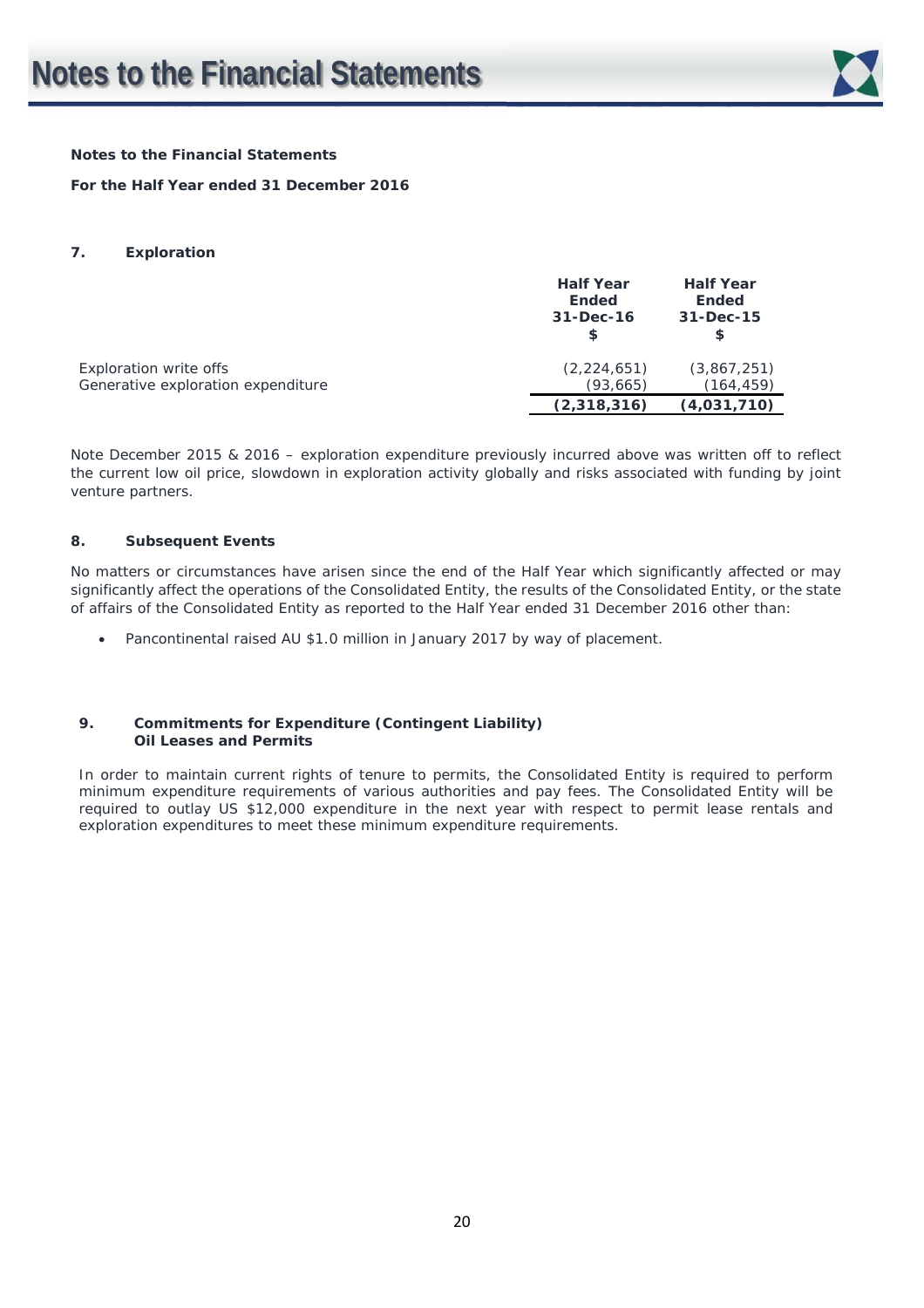# Notes to the Financial Statements

**Notes to the Financial Statements**

**For the Half Year ended 31 December 2016**

## 7. Exploration

| | Half Year Ended 31-Dec-16 $ | Half Year Ended 31-Dec-15 $ |
|---|---|---|
| Exploration write offs | (2,224,651) | (3,867,251) |
| Generative exploration expenditure | (93,665) | (164,459) |
| | **(2,318,316)** | **(4,031,710)** |

Note December 2015 & 2016 – exploration expenditure previously incurred above was written off to reflect the current low oil price, slowdown in exploration activity globally and risks associated with funding by joint venture partners.

## 8. Subsequent Events

No matters or circumstances have arisen since the end of the Half Year which significantly affected or may significantly affect the operations of the Consolidated Entity, the results of the Consolidated Entity, or the state of affairs of the Consolidated Entity as reported to the Half Year ended 31 December 2016 other than:

- Pancontinental raised AU $1.0 million in January 2017 by way of placement.

## 9. Commitments for Expenditure (Contingent Liability) Oil Leases and Permits

In order to maintain current rights of tenure to permits, the Consolidated Entity is required to perform minimum expenditure requirements of various authorities and pay fees. The Consolidated Entity will be required to outlay US $12,000 expenditure in the next year with respect to permit lease rentals and exploration expenditures to meet these minimum expenditure requirements.